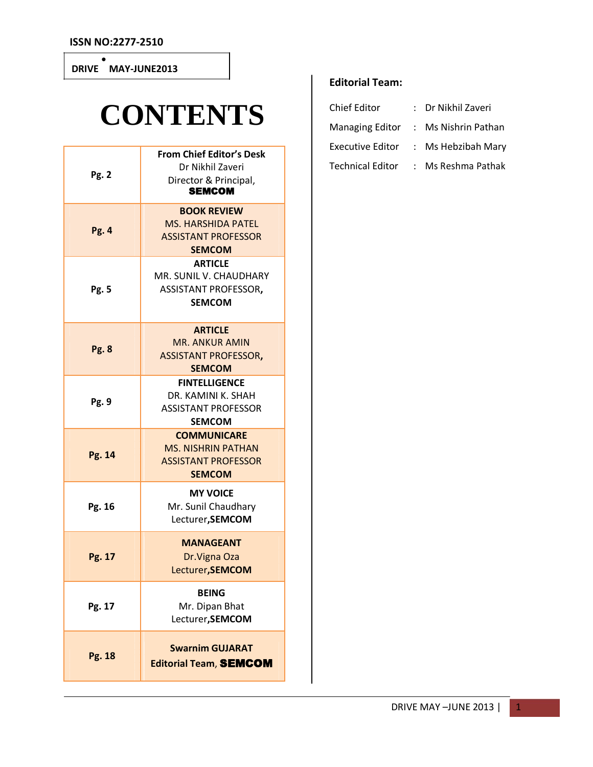ISSN NO:2277-2510

DRIVE • MAY-JUNE2013

# CONTENTS

| Page | Content |
|---|---|
| **Pg. 2** | **From Chief Editor's Desk**<br>Dr Nikhil Zaveri<br>Director & Principal,<br>**SEMCOM** |
| **Pg. 4** | **BOOK REVIEW**<br>MS. HARSHIDA PATEL<br>ASSISTANT PROFESSOR<br>**SEMCOM** |
| **Pg. 5** | **ARTICLE**<br>MR. SUNIL V. CHAUDHARY<br>ASSISTANT PROFESSOR**,**<br>**SEMCOM** |
| **Pg. 8** | **ARTICLE**<br>MR. ANKUR AMIN<br>ASSISTANT PROFESSOR**,**<br>**SEMCOM** |
| **Pg. 9** | **FINTELLIGENCE**<br>DR. KAMINI K. SHAH<br>ASSISTANT PROFESSOR<br>**SEMCOM** |
| **Pg. 14** | **COMMUNICARE**<br>MS. NISHRIN PATHAN<br>ASSISTANT PROFESSOR<br>**SEMCOM** |
| **Pg. 16** | **MY VOICE**<br>Mr. Sunil Chaudhary<br>Lecturer**,SEMCOM** |
| **Pg. 17** | **MANAGEANT**<br>Dr.Vigna Oza<br>Lecturer**,SEMCOM** |
| **Pg. 17** | **BEING**<br>Mr. Dipan Bhat<br>Lecturer**,SEMCOM** |
| **Pg. 18** | **Swarnim GUJARAT**<br>**Editorial Team, SEMCOM** |

**Editorial Team:**

| Role | | Name |
|---|---|---|
| Chief Editor | : | Dr Nikhil Zaveri |
| Managing Editor | : | Ms Nishrin Pathan |
| Executive Editor | : | Ms Hebzibah Mary |
| Technical Editor | : | Ms Reshma Pathak |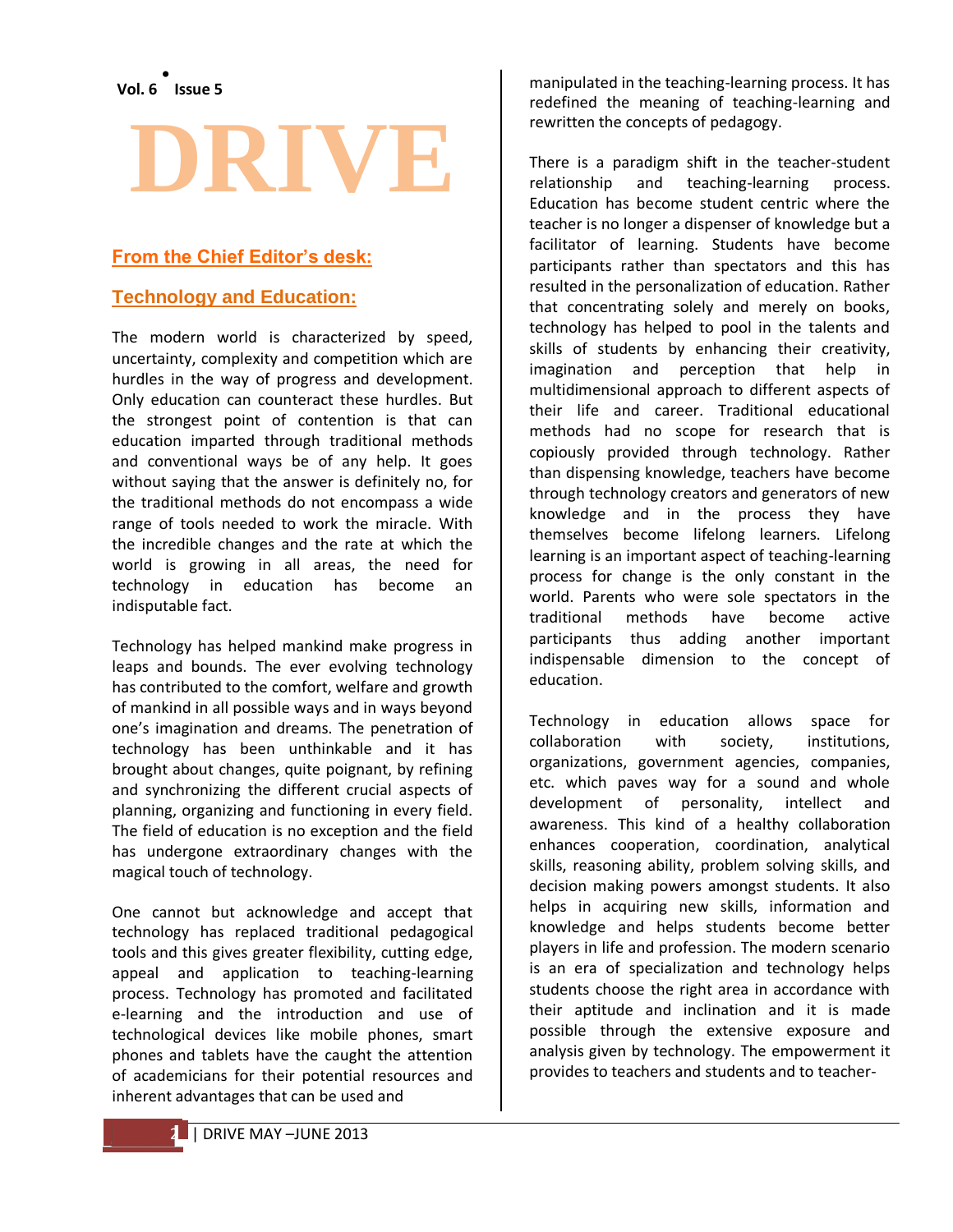# DRIVE

## From the Chief Editor's desk:

## Technology and Education:

The modern world is characterized by speed, uncertainty, complexity and competition which are hurdles in the way of progress and development. Only education can counteract these hurdles. But the strongest point of contention is that can education imparted through traditional methods and conventional ways be of any help. It goes without saying that the answer is definitely no, for the traditional methods do not encompass a wide range of tools needed to work the miracle. With the incredible changes and the rate at which the world is growing in all areas, the need for technology in education has become an indisputable fact.

Technology has helped mankind make progress in leaps and bounds. The ever evolving technology has contributed to the comfort, welfare and growth of mankind in all possible ways and in ways beyond one's imagination and dreams. The penetration of technology has been unthinkable and it has brought about changes, quite poignant, by refining and synchronizing the different crucial aspects of planning, organizing and functioning in every field. The field of education is no exception and the field has undergone extraordinary changes with the magical touch of technology.

One cannot but acknowledge and accept that technology has replaced traditional pedagogical tools and this gives greater flexibility, cutting edge, appeal and application to teaching-learning process. Technology has promoted and facilitated e-learning and the introduction and use of technological devices like mobile phones, smart phones and tablets have the caught the attention of academicians for their potential resources and inherent advantages that can be used and manipulated in the teaching-learning process. It has redefined the meaning of teaching-learning and rewritten the concepts of pedagogy.

There is a paradigm shift in the teacher-student relationship and teaching-learning process. Education has become student centric where the teacher is no longer a dispenser of knowledge but a facilitator of learning. Students have become participants rather than spectators and this has resulted in the personalization of education. Rather that concentrating solely and merely on books, technology has helped to pool in the talents and skills of students by enhancing their creativity, imagination and perception that help in multidimensional approach to different aspects of their life and career. Traditional educational methods had no scope for research that is copiously provided through technology. Rather than dispensing knowledge, teachers have become through technology creators and generators of new knowledge and in the process they have themselves become lifelong learners. Lifelong learning is an important aspect of teaching-learning process for change is the only constant in the world. Parents who were sole spectators in the traditional methods have become active participants thus adding another important indispensable dimension to the concept of education.

Technology in education allows space for collaboration with society, institutions, organizations, government agencies, companies, etc. which paves way for a sound and whole development of personality, intellect and awareness. This kind of a healthy collaboration enhances cooperation, coordination, analytical skills, reasoning ability, problem solving skills, and decision making powers amongst students. It also helps in acquiring new skills, information and knowledge and helps students become better players in life and profession. The modern scenario is an era of specialization and technology helps students choose the right area in accordance with their aptitude and inclination and it is made possible through the extensive exposure and analysis given by technology. The empowerment it provides to teachers and students and to teacher-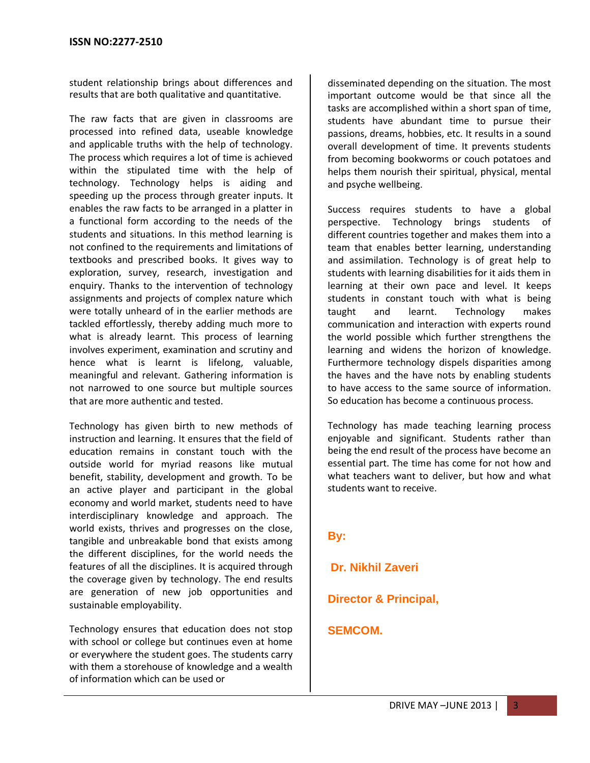student relationship brings about differences and results that are both qualitative and quantitative.

The raw facts that are given in classrooms are processed into refined data, useable knowledge and applicable truths with the help of technology. The process which requires a lot of time is achieved within the stipulated time with the help of technology. Technology helps is aiding and speeding up the process through greater inputs. It enables the raw facts to be arranged in a platter in a functional form according to the needs of the students and situations. In this method learning is not confined to the requirements and limitations of textbooks and prescribed books. It gives way to exploration, survey, research, investigation and enquiry. Thanks to the intervention of technology assignments and projects of complex nature which were totally unheard of in the earlier methods are tackled effortlessly, thereby adding much more to what is already learnt. This process of learning involves experiment, examination and scrutiny and hence what is learnt is lifelong, valuable, meaningful and relevant. Gathering information is not narrowed to one source but multiple sources that are more authentic and tested.

Technology has given birth to new methods of instruction and learning. It ensures that the field of education remains in constant touch with the outside world for myriad reasons like mutual benefit, stability, development and growth. To be an active player and participant in the global economy and world market, students need to have interdisciplinary knowledge and approach. The world exists, thrives and progresses on the close, tangible and unbreakable bond that exists among the different disciplines, for the world needs the features of all the disciplines. It is acquired through the coverage given by technology. The end results are generation of new job opportunities and sustainable employability.

Technology ensures that education does not stop with school or college but continues even at home or everywhere the student goes. The students carry with them a storehouse of knowledge and a wealth of information which can be used or disseminated depending on the situation. The most important outcome would be that since all the tasks are accomplished within a short span of time, students have abundant time to pursue their passions, dreams, hobbies, etc. It results in a sound overall development of time. It prevents students from becoming bookworms or couch potatoes and helps them nourish their spiritual, physical, mental and psyche wellbeing.

Success requires students to have a global perspective. Technology brings students of different countries together and makes them into a team that enables better learning, understanding and assimilation. Technology is of great help to students with learning disabilities for it aids them in learning at their own pace and level. It keeps students in constant touch with what is being taught and learnt. Technology makes communication and interaction with experts round the world possible which further strengthens the learning and widens the horizon of knowledge. Furthermore technology dispels disparities among the haves and the have nots by enabling students to have access to the same source of information. So education has become a continuous process.

Technology has made teaching learning process enjoyable and significant. Students rather than being the end result of the process have become an essential part. The time has come for not how and what teachers want to deliver, but how and what students want to receive.

**By:**

**Dr. Nikhil Zaveri**

**Director & Principal,**

**SEMCOM.**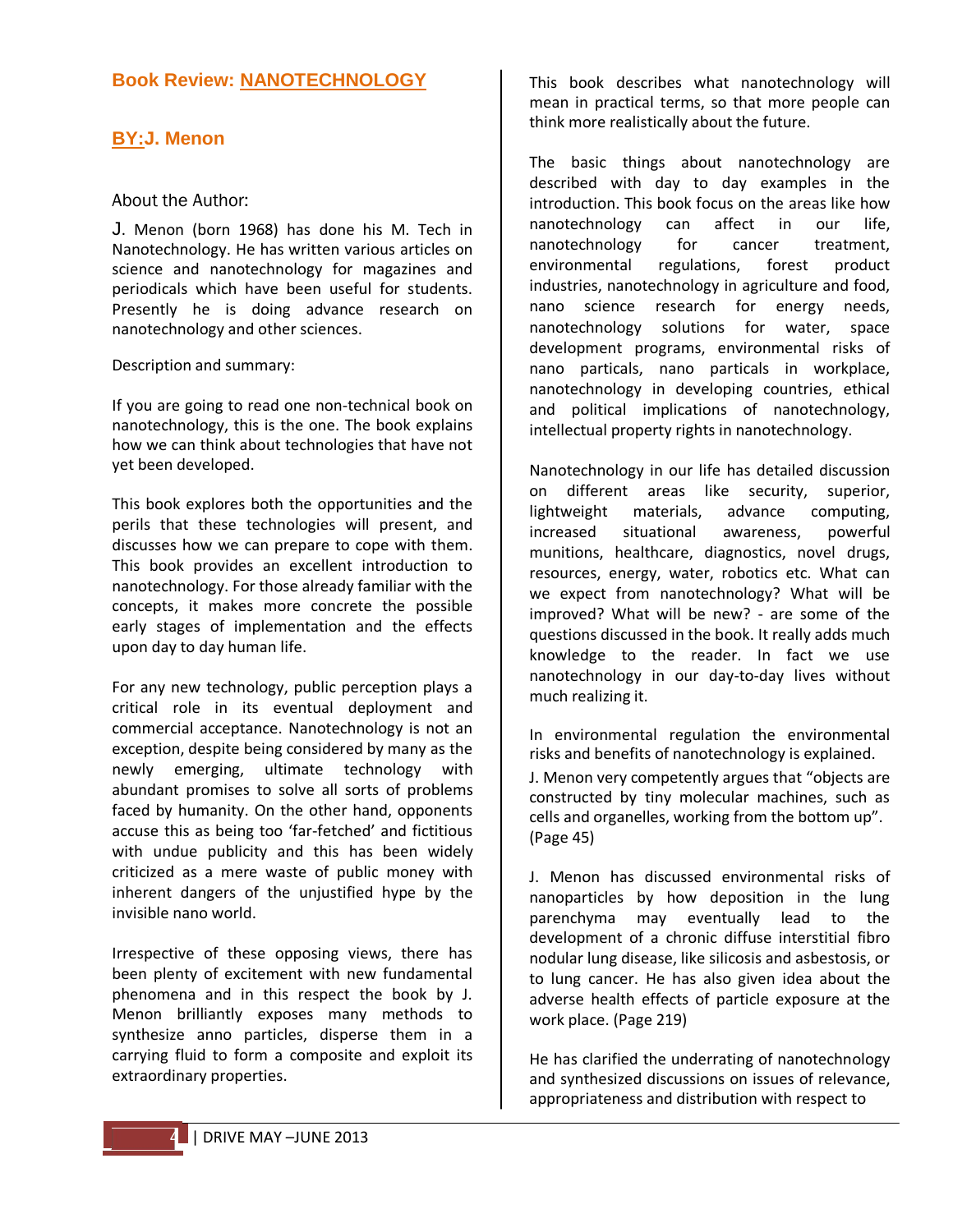## Book Review: NANOTECHNOLOGY

### BY:J. Menon

About the Author:

J. Menon (born 1968) has done his M. Tech in Nanotechnology. He has written various articles on science and nanotechnology for magazines and periodicals which have been useful for students. Presently he is doing advance research on nanotechnology and other sciences.

Description and summary:

If you are going to read one non-technical book on nanotechnology, this is the one. The book explains how we can think about technologies that have not yet been developed.

This book explores both the opportunities and the perils that these technologies will present, and discusses how we can prepare to cope with them. This book provides an excellent introduction to nanotechnology. For those already familiar with the concepts, it makes more concrete the possible early stages of implementation and the effects upon day to day human life.

For any new technology, public perception plays a critical role in its eventual deployment and commercial acceptance. Nanotechnology is not an exception, despite being considered by many as the newly emerging, ultimate technology with abundant promises to solve all sorts of problems faced by humanity. On the other hand, opponents accuse this as being too 'far-fetched' and fictitious with undue publicity and this has been widely criticized as a mere waste of public money with inherent dangers of the unjustified hype by the invisible nano world.

Irrespective of these opposing views, there has been plenty of excitement with new fundamental phenomena and in this respect the book by J. Menon brilliantly exposes many methods to synthesize anno particles, disperse them in a carrying fluid to form a composite and exploit its extraordinary properties.

This book describes what nanotechnology will mean in practical terms, so that more people can think more realistically about the future.

The basic things about nanotechnology are described with day to day examples in the introduction. This book focus on the areas like how nanotechnology can affect in our life, nanotechnology for cancer treatment, environmental regulations, forest product industries, nanotechnology in agriculture and food, nano science research for energy needs, nanotechnology solutions for water, space development programs, environmental risks of nano particals, nano particals in workplace, nanotechnology in developing countries, ethical and political implications of nanotechnology, intellectual property rights in nanotechnology.

Nanotechnology in our life has detailed discussion on different areas like security, superior, lightweight materials, advance computing, increased situational awareness, powerful munitions, healthcare, diagnostics, novel drugs, resources, energy, water, robotics etc. What can we expect from nanotechnology? What will be improved? What will be new? - are some of the questions discussed in the book. It really adds much knowledge to the reader. In fact we use nanotechnology in our day-to-day lives without much realizing it.

In environmental regulation the environmental risks and benefits of nanotechnology is explained.

J. Menon very competently argues that "objects are constructed by tiny molecular machines, such as cells and organelles, working from the bottom up". (Page 45)

J. Menon has discussed environmental risks of nanoparticles by how deposition in the lung parenchyma may eventually lead to the development of a chronic diffuse interstitial fibro nodular lung disease, like silicosis and asbestosis, or to lung cancer. He has also given idea about the adverse health effects of particle exposure at the work place. (Page 219)

He has clarified the underrating of nanotechnology and synthesized discussions on issues of relevance, appropriateness and distribution with respect to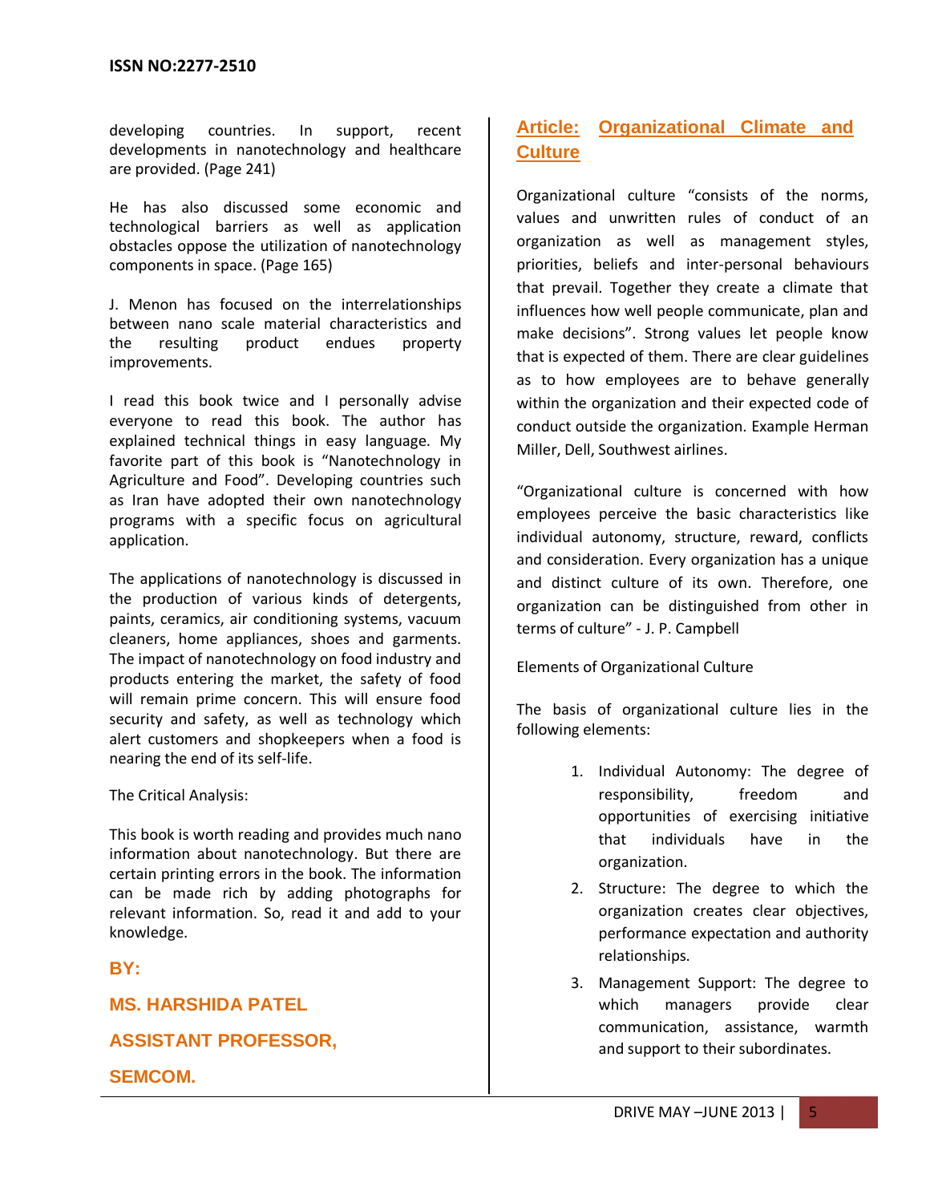developing countries. In support, recent developments in nanotechnology and healthcare are provided. (Page 241)

He has also discussed some economic and technological barriers as well as application obstacles oppose the utilization of nanotechnology components in space. (Page 165)

J. Menon has focused on the interrelationships between nano scale material characteristics and the resulting product endues property improvements.

I read this book twice and I personally advise everyone to read this book. The author has explained technical things in easy language. My favorite part of this book is "Nanotechnology in Agriculture and Food". Developing countries such as Iran have adopted their own nanotechnology programs with a specific focus on agricultural application.

The applications of nanotechnology is discussed in the production of various kinds of detergents, paints, ceramics, air conditioning systems, vacuum cleaners, home appliances, shoes and garments. The impact of nanotechnology on food industry and products entering the market, the safety of food will remain prime concern. This will ensure food security and safety, as well as technology which alert customers and shopkeepers when a food is nearing the end of its self-life.

The Critical Analysis:

This book is worth reading and provides much nano information about nanotechnology. But there are certain printing errors in the book. The information can be made rich by adding photographs for relevant information. So, read it and add to your knowledge.

**BY:**

**MS. HARSHIDA PATEL**

**ASSISTANT PROFESSOR,**

**SEMCOM.**

## Article: Organizational Climate and Culture

Organizational culture "consists of the norms, values and unwritten rules of conduct of an organization as well as management styles, priorities, beliefs and inter-personal behaviours that prevail. Together they create a climate that influences how well people communicate, plan and make decisions". Strong values let people know that is expected of them. There are clear guidelines as to how employees are to behave generally within the organization and their expected code of conduct outside the organization. Example Herman Miller, Dell, Southwest airlines.

"Organizational culture is concerned with how employees perceive the basic characteristics like individual autonomy, structure, reward, conflicts and consideration. Every organization has a unique and distinct culture of its own. Therefore, one organization can be distinguished from other in terms of culture" - J. P. Campbell

Elements of Organizational Culture

The basis of organizational culture lies in the following elements:

1. Individual Autonomy: The degree of responsibility, freedom and opportunities of exercising initiative that individuals have in the organization.
2. Structure: The degree to which the organization creates clear objectives, performance expectation and authority relationships.
3. Management Support: The degree to which managers provide clear communication, assistance, warmth and support to their subordinates.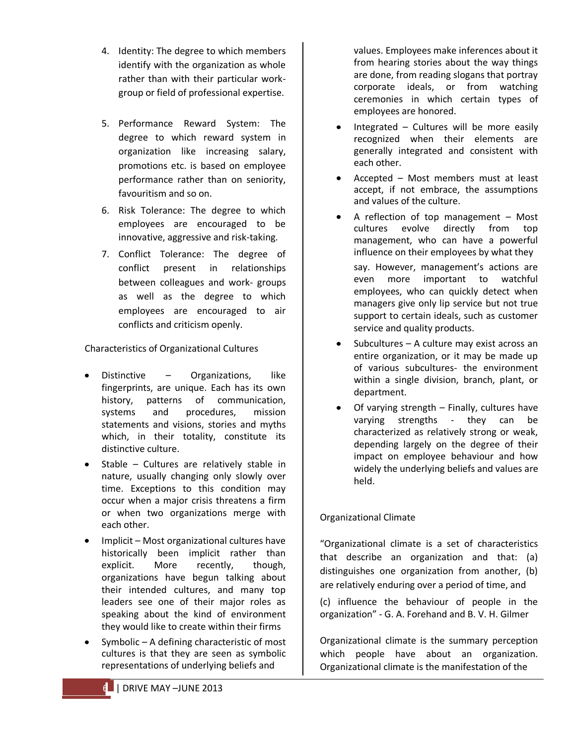4. Identity: The degree to which members identify with the organization as whole rather than with their particular work-group or field of professional expertise.

5. Performance Reward System: The degree to which reward system in organization like increasing salary, promotions etc. is based on employee performance rather than on seniority, favouritism and so on.

6. Risk Tolerance: The degree to which employees are encouraged to be innovative, aggressive and risk-taking.

7. Conflict Tolerance: The degree of conflict present in relationships between colleagues and work- groups as well as the degree to which employees are encouraged to air conflicts and criticism openly.

Characteristics of Organizational Cultures

- Distinctive – Organizations, like fingerprints, are unique. Each has its own history, patterns of communication, systems and procedures, mission statements and visions, stories and myths which, in their totality, constitute its distinctive culture.
- Stable – Cultures are relatively stable in nature, usually changing only slowly over time. Exceptions to this condition may occur when a major crisis threatens a firm or when two organizations merge with each other.
- Implicit – Most organizational cultures have historically been implicit rather than explicit. More recently, though, organizations have begun talking about their intended cultures, and many top leaders see one of their major roles as speaking about the kind of environment they would like to create within their firms
- Symbolic – A defining characteristic of most cultures is that they are seen as symbolic representations of underlying beliefs and values. Employees make inferences about it from hearing stories about the way things are done, from reading slogans that portray corporate ideals, or from watching ceremonies in which certain types of employees are honored.
- Integrated – Cultures will be more easily recognized when their elements are generally integrated and consistent with each other.
- Accepted – Most members must at least accept, if not embrace, the assumptions and values of the culture.
- A reflection of top management – Most cultures evolve directly from top management, who can have a powerful influence on their employees by what they say. However, management's actions are even more important to watchful employees, who can quickly detect when managers give only lip service but not true support to certain ideals, such as customer service and quality products.
- Subcultures – A culture may exist across an entire organization, or it may be made up of various subcultures- the environment within a single division, branch, plant, or department.
- Of varying strength – Finally, cultures have varying strengths - they can be characterized as relatively strong or weak, depending largely on the degree of their impact on employee behaviour and how widely the underlying beliefs and values are held.

Organizational Climate

"Organizational climate is a set of characteristics that describe an organization and that: (a) distinguishes one organization from another, (b) are relatively enduring over a period of time, and

(c) influence the behaviour of people in the organization" - G. A. Forehand and B. V. H. Gilmer

Organizational climate is the summary perception which people have about an organization. Organizational climate is the manifestation of the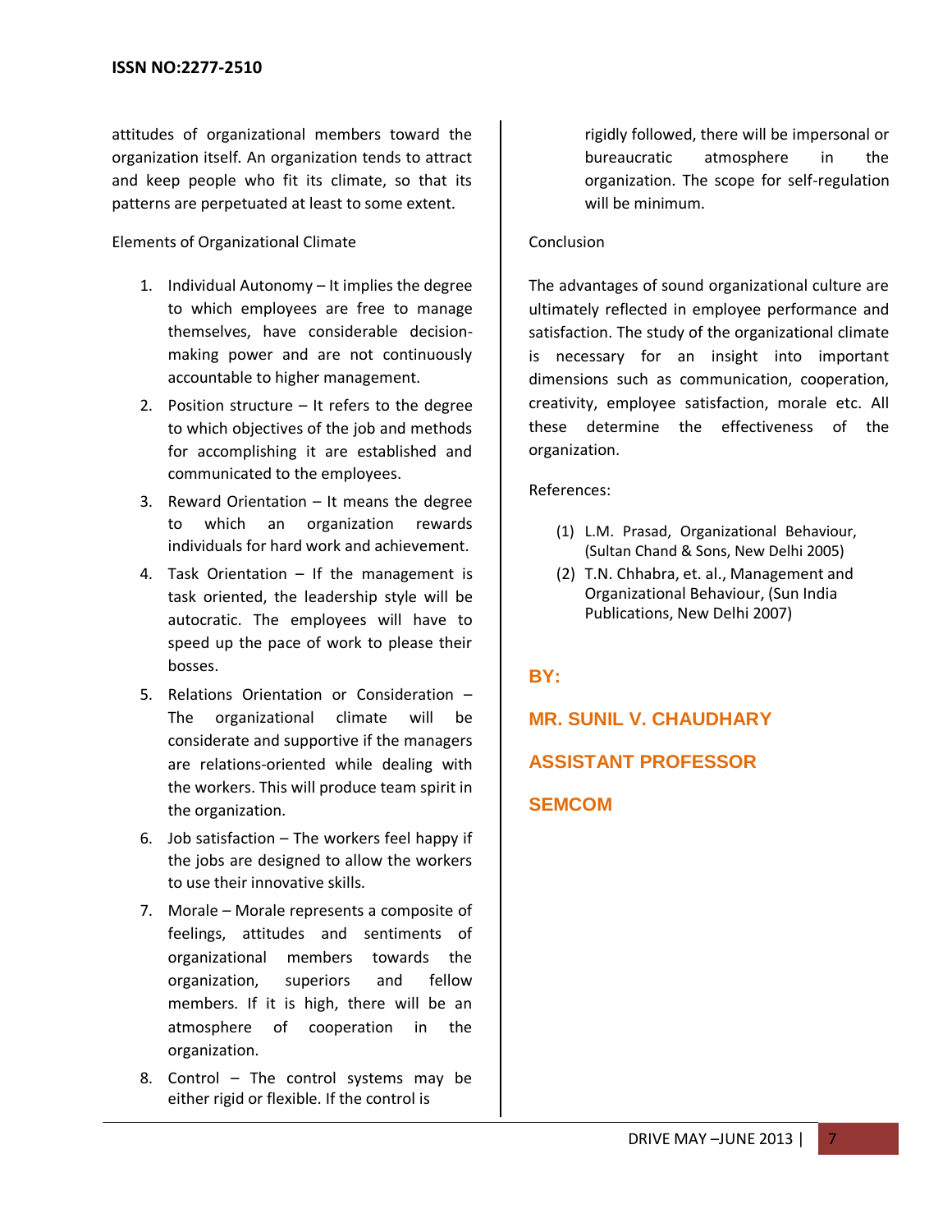attitudes of organizational members toward the organization itself. An organization tends to attract and keep people who fit its climate, so that its patterns are perpetuated at least to some extent.

Elements of Organizational Climate

1. Individual Autonomy – It implies the degree to which employees are free to manage themselves, have considerable decision-making power and are not continuously accountable to higher management.
2. Position structure – It refers to the degree to which objectives of the job and methods for accomplishing it are established and communicated to the employees.
3. Reward Orientation – It means the degree to which an organization rewards individuals for hard work and achievement.
4. Task Orientation – If the management is task oriented, the leadership style will be autocratic. The employees will have to speed up the pace of work to please their bosses.
5. Relations Orientation or Consideration – The organizational climate will be considerate and supportive if the managers are relations-oriented while dealing with the workers. This will produce team spirit in the organization.
6. Job satisfaction – The workers feel happy if the jobs are designed to allow the workers to use their innovative skills.
7. Morale – Morale represents a composite of feelings, attitudes and sentiments of organizational members towards the organization, superiors and fellow members. If it is high, there will be an atmosphere of cooperation in the organization.
8. Control – The control systems may be either rigid or flexible. If the control is rigidly followed, there will be impersonal or bureaucratic atmosphere in the organization. The scope for self-regulation will be minimum.

Conclusion

The advantages of sound organizational culture are ultimately reflected in employee performance and satisfaction. The study of the organizational climate is necessary for an insight into important dimensions such as communication, cooperation, creativity, employee satisfaction, morale etc. All these determine the effectiveness of the organization.

References:

(1) L.M. Prasad, Organizational Behaviour, (Sultan Chand & Sons, New Delhi 2005)
(2) T.N. Chhabra, et. al., Management and Organizational Behaviour, (Sun India Publications, New Delhi 2007)

**BY:**

**MR. SUNIL V. CHAUDHARY**

**ASSISTANT PROFESSOR**

**SEMCOM**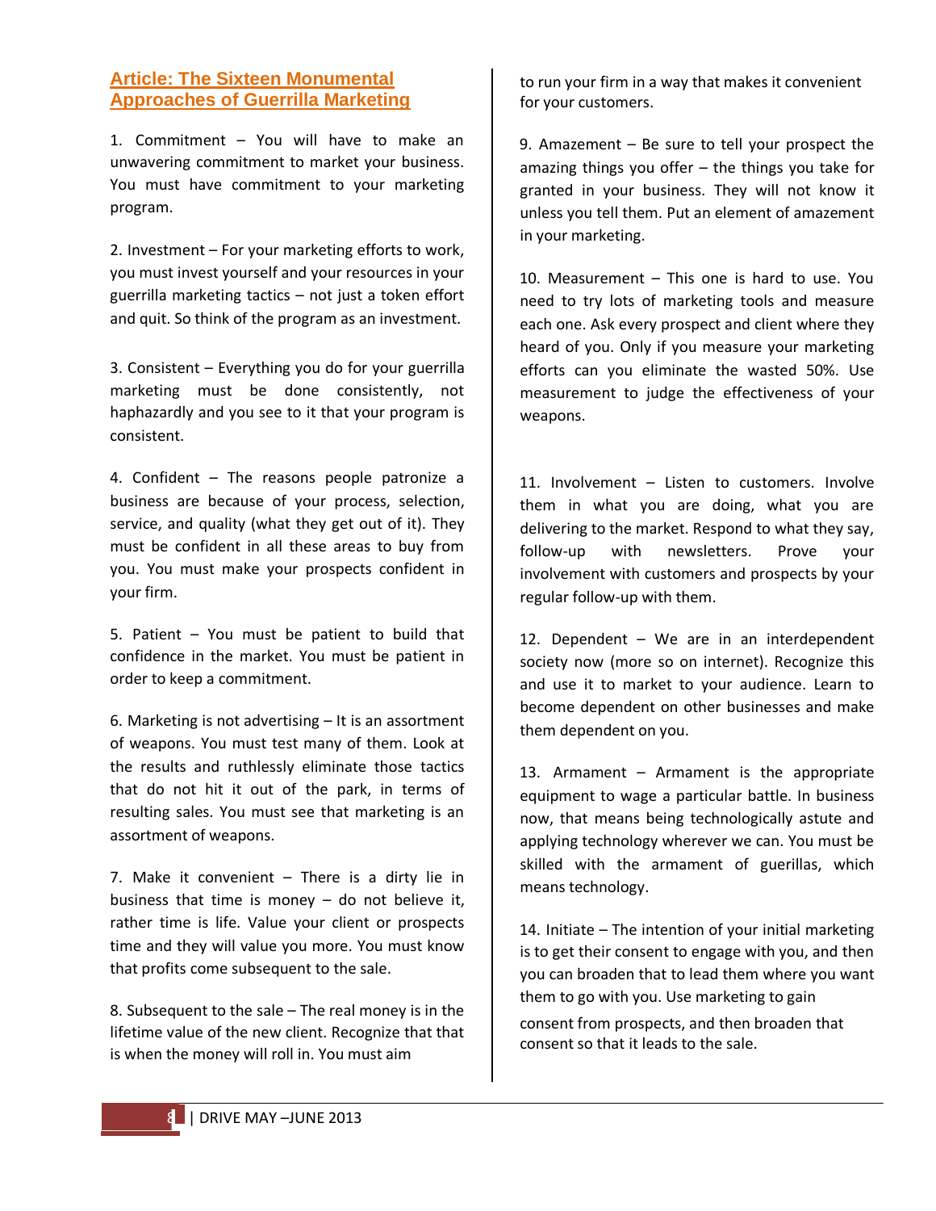## Article: The Sixteen Monumental Approaches of Guerrilla Marketing

1. Commitment – You will have to make an unwavering commitment to market your business. You must have commitment to your marketing program.

2. Investment – For your marketing efforts to work, you must invest yourself and your resources in your guerrilla marketing tactics – not just a token effort and quit. So think of the program as an investment.

3. Consistent – Everything you do for your guerrilla marketing must be done consistently, not haphazardly and you see to it that your program is consistent.

4. Confident – The reasons people patronize a business are because of your process, selection, service, and quality (what they get out of it). They must be confident in all these areas to buy from you. You must make your prospects confident in your firm.

5. Patient – You must be patient to build that confidence in the market. You must be patient in order to keep a commitment.

6. Marketing is not advertising – It is an assortment of weapons. You must test many of them. Look at the results and ruthlessly eliminate those tactics that do not hit it out of the park, in terms of resulting sales. You must see that marketing is an assortment of weapons.

7. Make it convenient – There is a dirty lie in business that time is money – do not believe it, rather time is life. Value your client or prospects time and they will value you more. You must know that profits come subsequent to the sale.

8. Subsequent to the sale – The real money is in the lifetime value of the new client. Recognize that that is when the money will roll in. You must aim to run your firm in a way that makes it convenient for your customers.

9. Amazement – Be sure to tell your prospect the amazing things you offer – the things you take for granted in your business. They will not know it unless you tell them. Put an element of amazement in your marketing.

10. Measurement – This one is hard to use. You need to try lots of marketing tools and measure each one. Ask every prospect and client where they heard of you. Only if you measure your marketing efforts can you eliminate the wasted 50%. Use measurement to judge the effectiveness of your weapons.

11. Involvement – Listen to customers. Involve them in what you are doing, what you are delivering to the market. Respond to what they say, follow-up with newsletters. Prove your involvement with customers and prospects by your regular follow-up with them.

12. Dependent – We are in an interdependent society now (more so on internet). Recognize this and use it to market to your audience. Learn to become dependent on other businesses and make them dependent on you.

13. Armament – Armament is the appropriate equipment to wage a particular battle. In business now, that means being technologically astute and applying technology wherever we can. You must be skilled with the armament of guerillas, which means technology.

14. Initiate – The intention of your initial marketing is to get their consent to engage with you, and then you can broaden that to lead them where you want them to go with you. Use marketing to gain consent from prospects, and then broaden that consent so that it leads to the sale.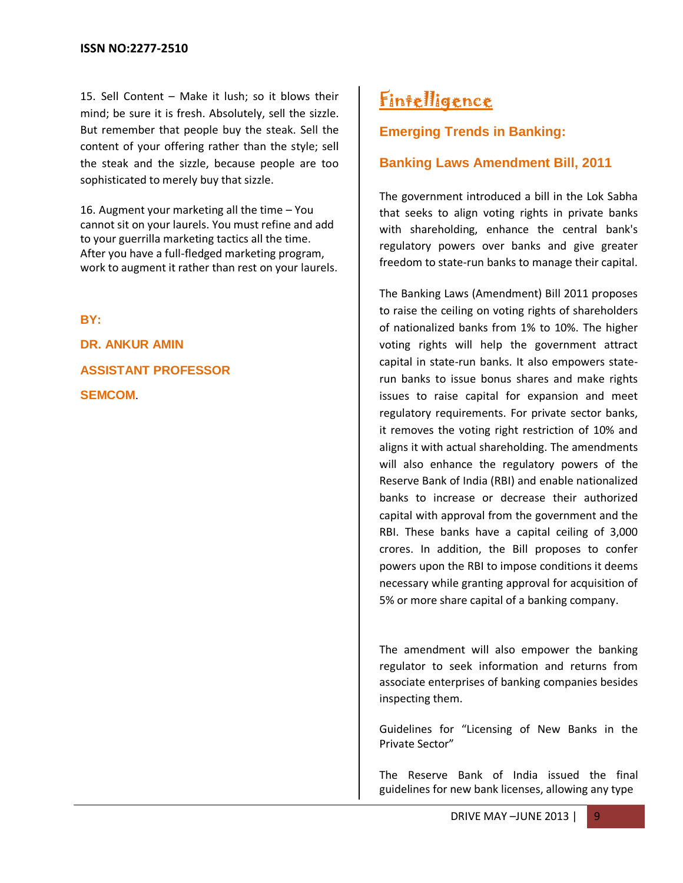15. Sell Content – Make it lush; so it blows their mind; be sure it is fresh. Absolutely, sell the sizzle. But remember that people buy the steak. Sell the content of your offering rather than the style; sell the steak and the sizzle, because people are too sophisticated to merely buy that sizzle.

16. Augment your marketing all the time – You cannot sit on your laurels. You must refine and add to your guerrilla marketing tactics all the time. After you have a full-fledged marketing program, work to augment it rather than rest on your laurels.

**BY:**

**DR. ANKUR AMIN**

**ASSISTANT PROFESSOR**

**SEMCOM**.

# Fintelligence

## Emerging Trends in Banking:

## Banking Laws Amendment Bill, 2011

The government introduced a bill in the Lok Sabha that seeks to align voting rights in private banks with shareholding, enhance the central bank's regulatory powers over banks and give greater freedom to state-run banks to manage their capital.

The Banking Laws (Amendment) Bill 2011 proposes to raise the ceiling on voting rights of shareholders of nationalized banks from 1% to 10%. The higher voting rights will help the government attract capital in state-run banks. It also empowers state-run banks to issue bonus shares and make rights issues to raise capital for expansion and meet regulatory requirements. For private sector banks, it removes the voting right restriction of 10% and aligns it with actual shareholding. The amendments will also enhance the regulatory powers of the Reserve Bank of India (RBI) and enable nationalized banks to increase or decrease their authorized capital with approval from the government and the RBI. These banks have a capital ceiling of 3,000 crores. In addition, the Bill proposes to confer powers upon the RBI to impose conditions it deems necessary while granting approval for acquisition of 5% or more share capital of a banking company.

The amendment will also empower the banking regulator to seek information and returns from associate enterprises of banking companies besides inspecting them.

Guidelines for "Licensing of New Banks in the Private Sector"

The Reserve Bank of India issued the final guidelines for new bank licenses, allowing any type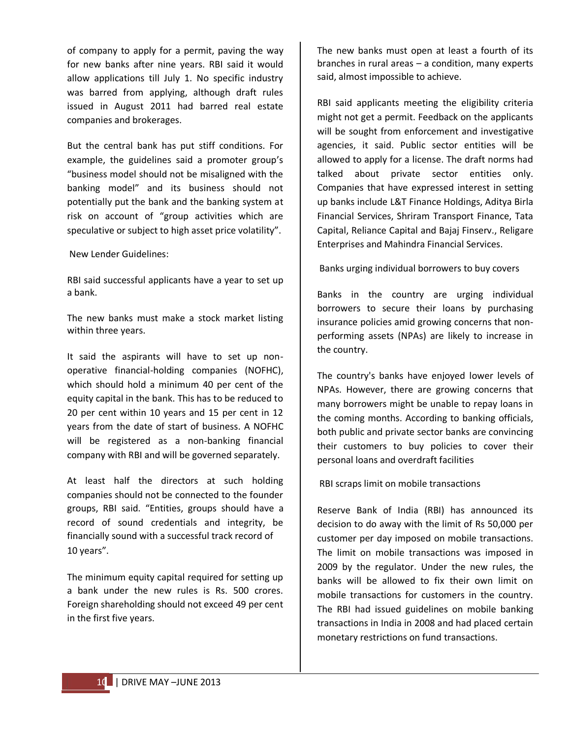of company to apply for a permit, paving the way for new banks after nine years. RBI said it would allow applications till July 1. No specific industry was barred from applying, although draft rules issued in August 2011 had barred real estate companies and brokerages.

But the central bank has put stiff conditions. For example, the guidelines said a promoter group's "business model should not be misaligned with the banking model" and its business should not potentially put the bank and the banking system at risk on account of "group activities which are speculative or subject to high asset price volatility".

New Lender Guidelines:

RBI said successful applicants have a year to set up a bank.

The new banks must make a stock market listing within three years.

It said the aspirants will have to set up non-operative financial-holding companies (NOFHC), which should hold a minimum 40 per cent of the equity capital in the bank. This has to be reduced to 20 per cent within 10 years and 15 per cent in 12 years from the date of start of business. A NOFHC will be registered as a non-banking financial company with RBI and will be governed separately.

At least half the directors at such holding companies should not be connected to the founder groups, RBI said. "Entities, groups should have a record of sound credentials and integrity, be financially sound with a successful track record of 10 years".

The minimum equity capital required for setting up a bank under the new rules is Rs. 500 crores. Foreign shareholding should not exceed 49 per cent in the first five years.

The new banks must open at least a fourth of its branches in rural areas – a condition, many experts said, almost impossible to achieve.

RBI said applicants meeting the eligibility criteria might not get a permit. Feedback on the applicants will be sought from enforcement and investigative agencies, it said. Public sector entities will be allowed to apply for a license. The draft norms had talked about private sector entities only. Companies that have expressed interest in setting up banks include L&T Finance Holdings, Aditya Birla Financial Services, Shriram Transport Finance, Tata Capital, Reliance Capital and Bajaj Finserv., Religare Enterprises and Mahindra Financial Services.

Banks urging individual borrowers to buy covers

Banks in the country are urging individual borrowers to secure their loans by purchasing insurance policies amid growing concerns that non-performing assets (NPAs) are likely to increase in the country.

The country's banks have enjoyed lower levels of NPAs. However, there are growing concerns that many borrowers might be unable to repay loans in the coming months. According to banking officials, both public and private sector banks are convincing their customers to buy policies to cover their personal loans and overdraft facilities

RBI scraps limit on mobile transactions

Reserve Bank of India (RBI) has announced its decision to do away with the limit of Rs 50,000 per customer per day imposed on mobile transactions. The limit on mobile transactions was imposed in 2009 by the regulator. Under the new rules, the banks will be allowed to fix their own limit on mobile transactions for customers in the country. The RBI had issued guidelines on mobile banking transactions in India in 2008 and had placed certain monetary restrictions on fund transactions.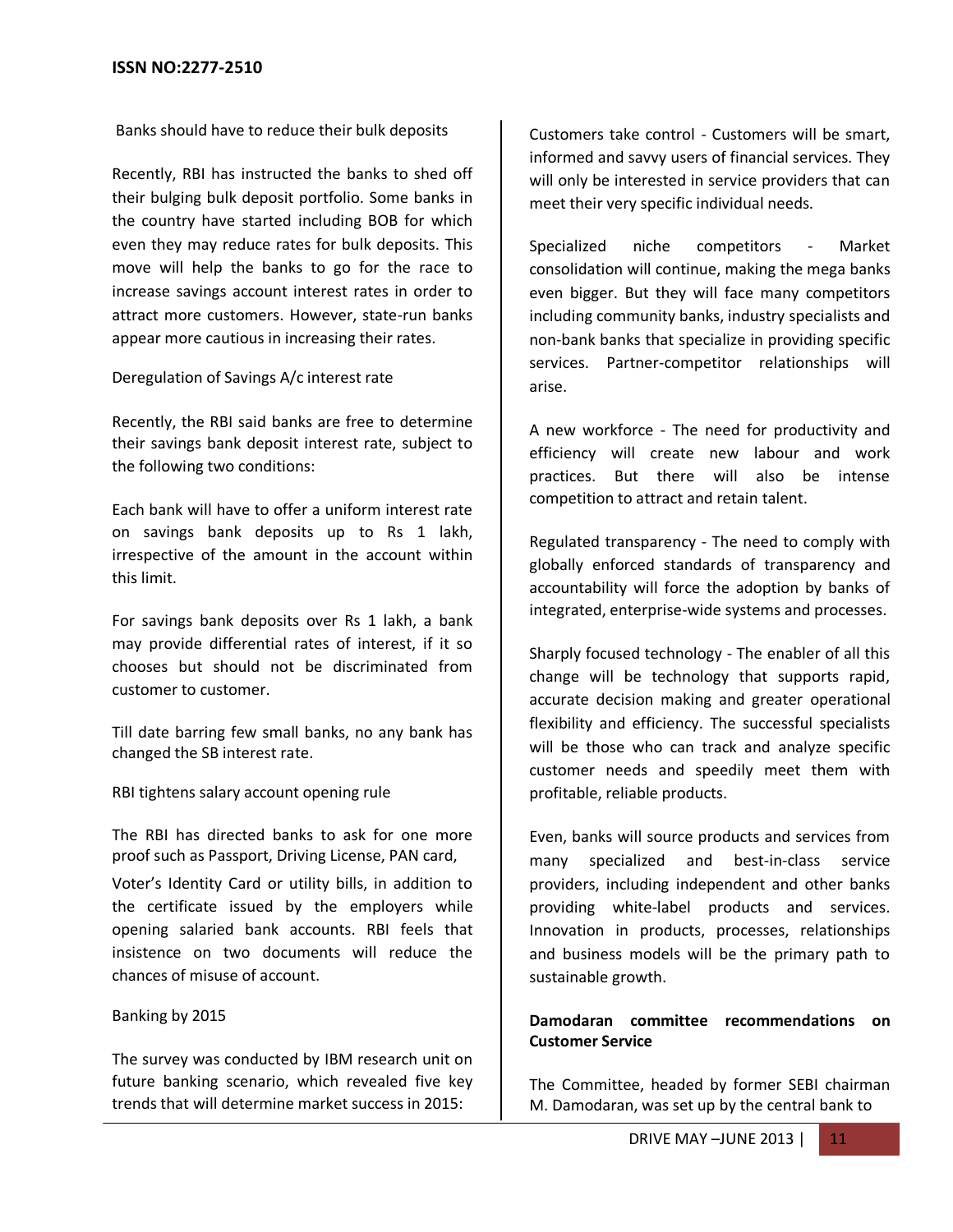Banks should have to reduce their bulk deposits

Recently, RBI has instructed the banks to shed off their bulging bulk deposit portfolio. Some banks in the country have started including BOB for which even they may reduce rates for bulk deposits. This move will help the banks to go for the race to increase savings account interest rates in order to attract more customers. However, state-run banks appear more cautious in increasing their rates.

Deregulation of Savings A/c interest rate

Recently, the RBI said banks are free to determine their savings bank deposit interest rate, subject to the following two conditions:

Each bank will have to offer a uniform interest rate on savings bank deposits up to Rs 1 lakh, irrespective of the amount in the account within this limit.

For savings bank deposits over Rs 1 lakh, a bank may provide differential rates of interest, if it so chooses but should not be discriminated from customer to customer.

Till date barring few small banks, no any bank has changed the SB interest rate.

RBI tightens salary account opening rule

The RBI has directed banks to ask for one more proof such as Passport, Driving License, PAN card, Voter's Identity Card or utility bills, in addition to the certificate issued by the employers while opening salaried bank accounts. RBI feels that insistence on two documents will reduce the chances of misuse of account.

Banking by 2015

The survey was conducted by IBM research unit on future banking scenario, which revealed five key trends that will determine market success in 2015:

Customers take control - Customers will be smart, informed and savvy users of financial services. They will only be interested in service providers that can meet their very specific individual needs.

Specialized niche competitors - Market consolidation will continue, making the mega banks even bigger. But they will face many competitors including community banks, industry specialists and non-bank banks that specialize in providing specific services. Partner-competitor relationships will arise.

A new workforce - The need for productivity and efficiency will create new labour and work practices. But there will also be intense competition to attract and retain talent.

Regulated transparency - The need to comply with globally enforced standards of transparency and accountability will force the adoption by banks of integrated, enterprise-wide systems and processes.

Sharply focused technology - The enabler of all this change will be technology that supports rapid, accurate decision making and greater operational flexibility and efficiency. The successful specialists will be those who can track and analyze specific customer needs and speedily meet them with profitable, reliable products.

Even, banks will source products and services from many specialized and best-in-class service providers, including independent and other banks providing white-label products and services. Innovation in products, processes, relationships and business models will be the primary path to sustainable growth.

**Damodaran committee recommendations on Customer Service**

The Committee, headed by former SEBI chairman M. Damodaran, was set up by the central bank to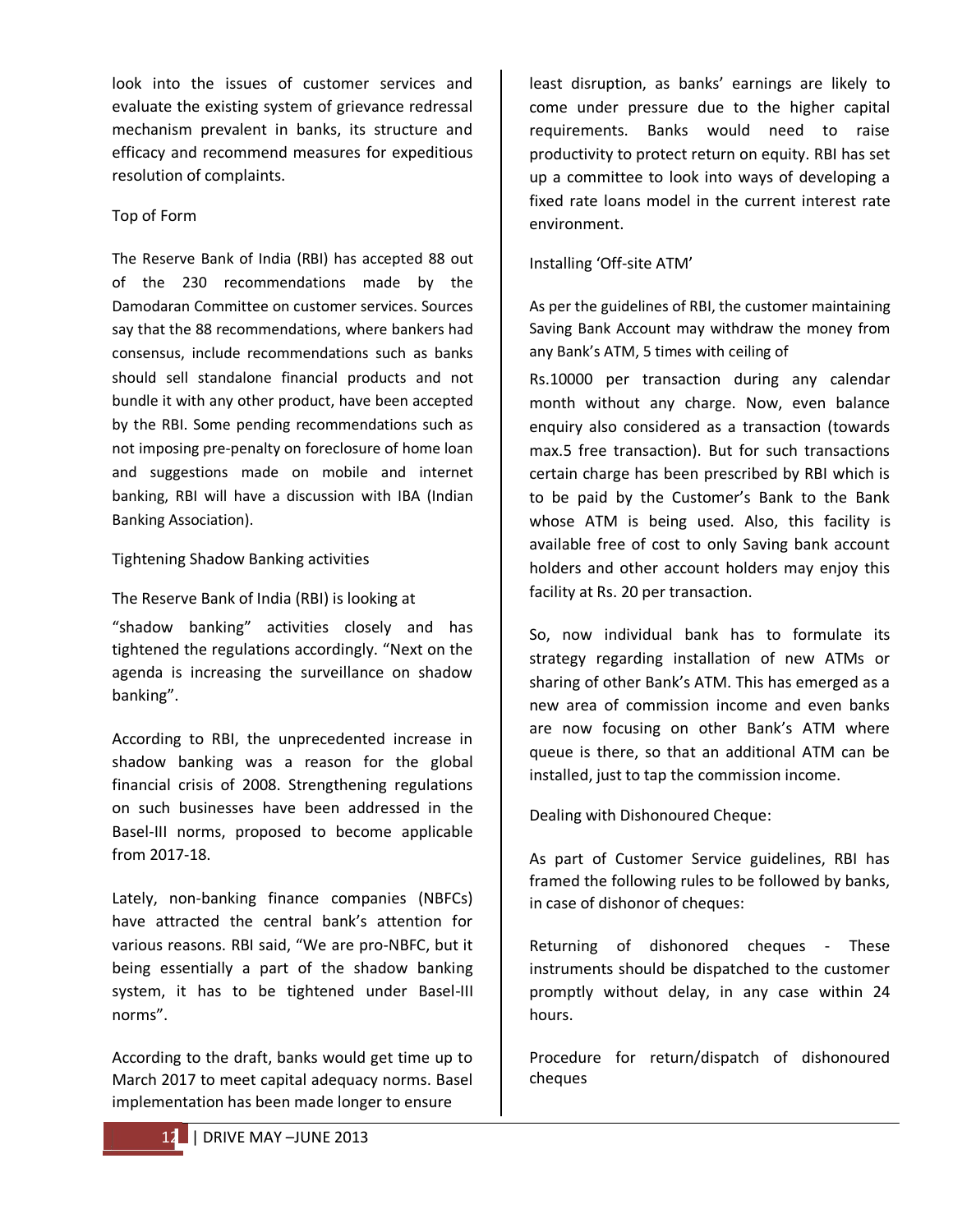look into the issues of customer services and evaluate the existing system of grievance redressal mechanism prevalent in banks, its structure and efficacy and recommend measures for expeditious resolution of complaints.

Top of Form

The Reserve Bank of India (RBI) has accepted 88 out of the 230 recommendations made by the Damodaran Committee on customer services. Sources say that the 88 recommendations, where bankers had consensus, include recommendations such as banks should sell standalone financial products and not bundle it with any other product, have been accepted by the RBI. Some pending recommendations such as not imposing pre-penalty on foreclosure of home loan and suggestions made on mobile and internet banking, RBI will have a discussion with IBA (Indian Banking Association).

## Tightening Shadow Banking activities

The Reserve Bank of India (RBI) is looking at "shadow banking" activities closely and has tightened the regulations accordingly. "Next on the agenda is increasing the surveillance on shadow banking".

According to RBI, the unprecedented increase in shadow banking was a reason for the global financial crisis of 2008. Strengthening regulations on such businesses have been addressed in the Basel-III norms, proposed to become applicable from 2017-18.

Lately, non-banking finance companies (NBFCs) have attracted the central bank's attention for various reasons. RBI said, "We are pro-NBFC, but it being essentially a part of the shadow banking system, it has to be tightened under Basel-III norms".

According to the draft, banks would get time up to March 2017 to meet capital adequacy norms. Basel implementation has been made longer to ensure least disruption, as banks' earnings are likely to come under pressure due to the higher capital requirements. Banks would need to raise productivity to protect return on equity. RBI has set up a committee to look into ways of developing a fixed rate loans model in the current interest rate environment.

## Installing 'Off-site ATM'

As per the guidelines of RBI, the customer maintaining Saving Bank Account may withdraw the money from any Bank's ATM, 5 times with ceiling of Rs.10000 per transaction during any calendar month without any charge. Now, even balance enquiry also considered as a transaction (towards max.5 free transaction). But for such transactions certain charge has been prescribed by RBI which is to be paid by the Customer's Bank to the Bank whose ATM is being used. Also, this facility is available free of cost to only Saving bank account holders and other account holders may enjoy this facility at Rs. 20 per transaction.

So, now individual bank has to formulate its strategy regarding installation of new ATMs or sharing of other Bank's ATM. This has emerged as a new area of commission income and even banks are now focusing on other Bank's ATM where queue is there, so that an additional ATM can be installed, just to tap the commission income.

## Dealing with Dishonoured Cheque:

As part of Customer Service guidelines, RBI has framed the following rules to be followed by banks, in case of dishonor of cheques:

Returning of dishonored cheques - These instruments should be dispatched to the customer promptly without delay, in any case within 24 hours.

Procedure for return/dispatch of dishonoured cheques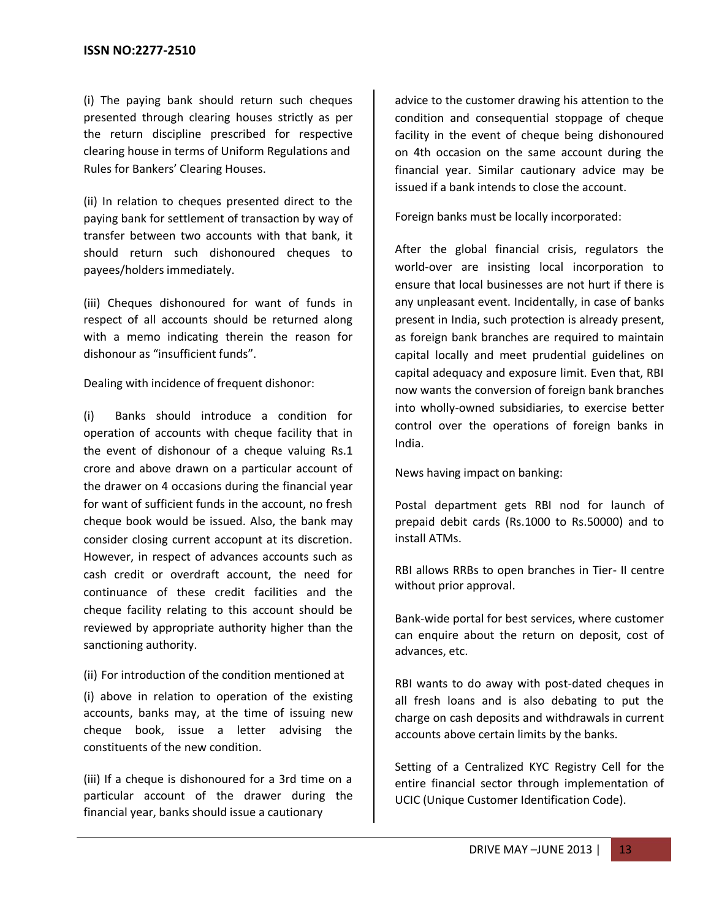(i) The paying bank should return such cheques presented through clearing houses strictly as per the return discipline prescribed for respective clearing house in terms of Uniform Regulations and Rules for Bankers' Clearing Houses.

(ii) In relation to cheques presented direct to the paying bank for settlement of transaction by way of transfer between two accounts with that bank, it should return such dishonoured cheques to payees/holders immediately.

(iii) Cheques dishonoured for want of funds in respect of all accounts should be returned along with a memo indicating therein the reason for dishonour as "insufficient funds".

Dealing with incidence of frequent dishonor:

(i) Banks should introduce a condition for operation of accounts with cheque facility that in the event of dishonour of a cheque valuing Rs.1 crore and above drawn on a particular account of the drawer on 4 occasions during the financial year for want of sufficient funds in the account, no fresh cheque book would be issued. Also, the bank may consider closing current accoupunt at its discretion. However, in respect of advances accounts such as cash credit or overdraft account, the need for continuance of these credit facilities and the cheque facility relating to this account should be reviewed by appropriate authority higher than the sanctioning authority.

(ii) For introduction of the condition mentioned at

(i) above in relation to operation of the existing accounts, banks may, at the time of issuing new cheque book, issue a letter advising the constituents of the new condition.

(iii) If a cheque is dishonoured for a 3rd time on a particular account of the drawer during the financial year, banks should issue a cautionary advice to the customer drawing his attention to the condition and consequential stoppage of cheque facility in the event of cheque being dishonoured on 4th occasion on the same account during the financial year. Similar cautionary advice may be issued if a bank intends to close the account.

Foreign banks must be locally incorporated:

After the global financial crisis, regulators the world-over are insisting local incorporation to ensure that local businesses are not hurt if there is any unpleasant event. Incidentally, in case of banks present in India, such protection is already present, as foreign bank branches are required to maintain capital locally and meet prudential guidelines on capital adequacy and exposure limit. Even that, RBI now wants the conversion of foreign bank branches into wholly-owned subsidiaries, to exercise better control over the operations of foreign banks in India.

News having impact on banking:

Postal department gets RBI nod for launch of prepaid debit cards (Rs.1000 to Rs.50000) and to install ATMs.

RBI allows RRBs to open branches in Tier- II centre without prior approval.

Bank-wide portal for best services, where customer can enquire about the return on deposit, cost of advances, etc.

RBI wants to do away with post-dated cheques in all fresh loans and is also debating to put the charge on cash deposits and withdrawals in current accounts above certain limits by the banks.

Setting of a Centralized KYC Registry Cell for the entire financial sector through implementation of UCIC (Unique Customer Identification Code).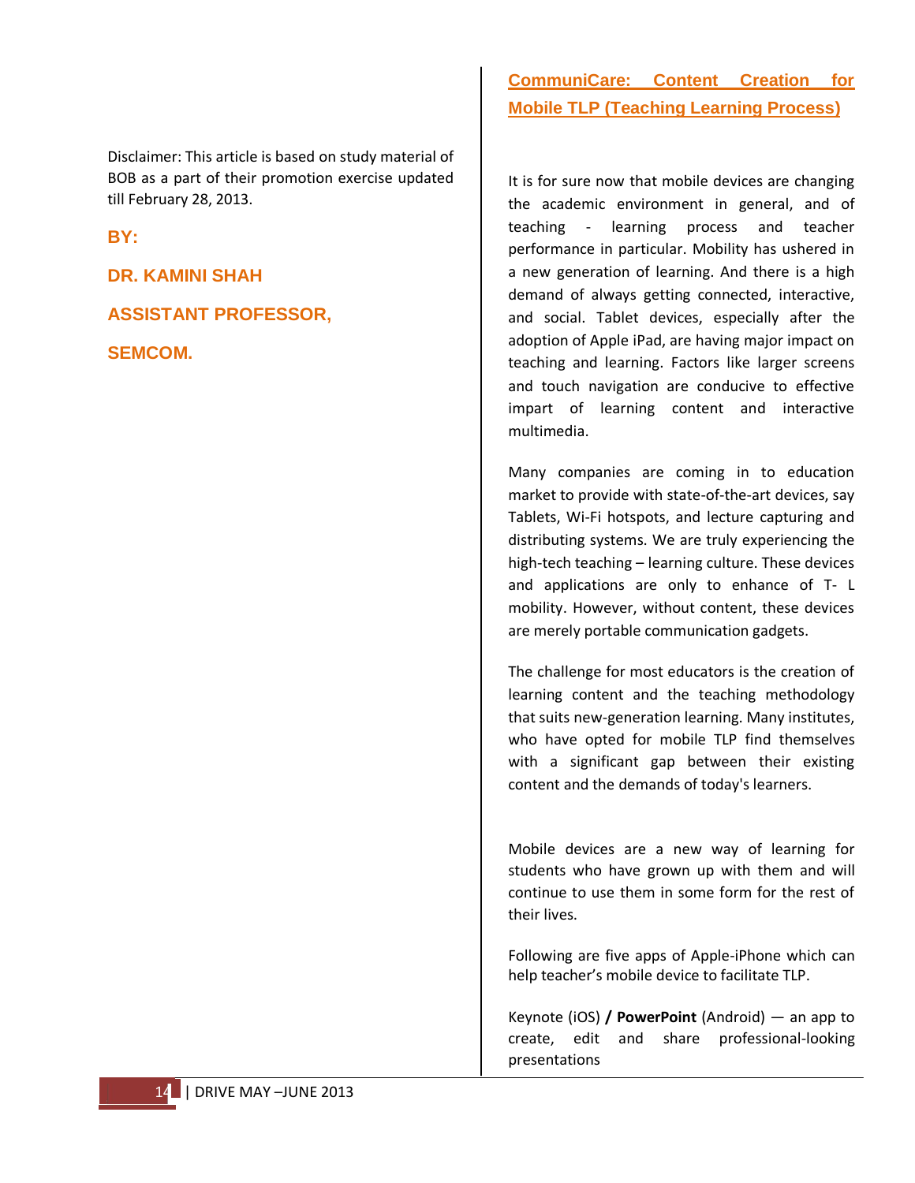## CommuniCare: Content Creation for Mobile TLP (Teaching Learning Process)

Disclaimer: This article is based on study material of BOB as a part of their promotion exercise updated till February 28, 2013.

**BY:**

**DR. KAMINI SHAH**

**ASSISTANT PROFESSOR,**

**SEMCOM.**

It is for sure now that mobile devices are changing the academic environment in general, and of teaching - learning process and teacher performance in particular. Mobility has ushered in a new generation of learning. And there is a high demand of always getting connected, interactive, and social. Tablet devices, especially after the adoption of Apple iPad, are having major impact on teaching and learning. Factors like larger screens and touch navigation are conducive to effective impart of learning content and interactive multimedia.

Many companies are coming in to education market to provide with state-of-the-art devices, say Tablets, Wi-Fi hotspots, and lecture capturing and distributing systems. We are truly experiencing the high-tech teaching – learning culture. These devices and applications are only to enhance of T- L mobility. However, without content, these devices are merely portable communication gadgets.

The challenge for most educators is the creation of learning content and the teaching methodology that suits new-generation learning. Many institutes, who have opted for mobile TLP find themselves with a significant gap between their existing content and the demands of today's learners.

Mobile devices are a new way of learning for students who have grown up with them and will continue to use them in some form for the rest of their lives.

Following are five apps of Apple-iPhone which can help teacher's mobile device to facilitate TLP.

Keynote (iOS) **/ PowerPoint** (Android) — an app to create, edit and share professional-looking presentations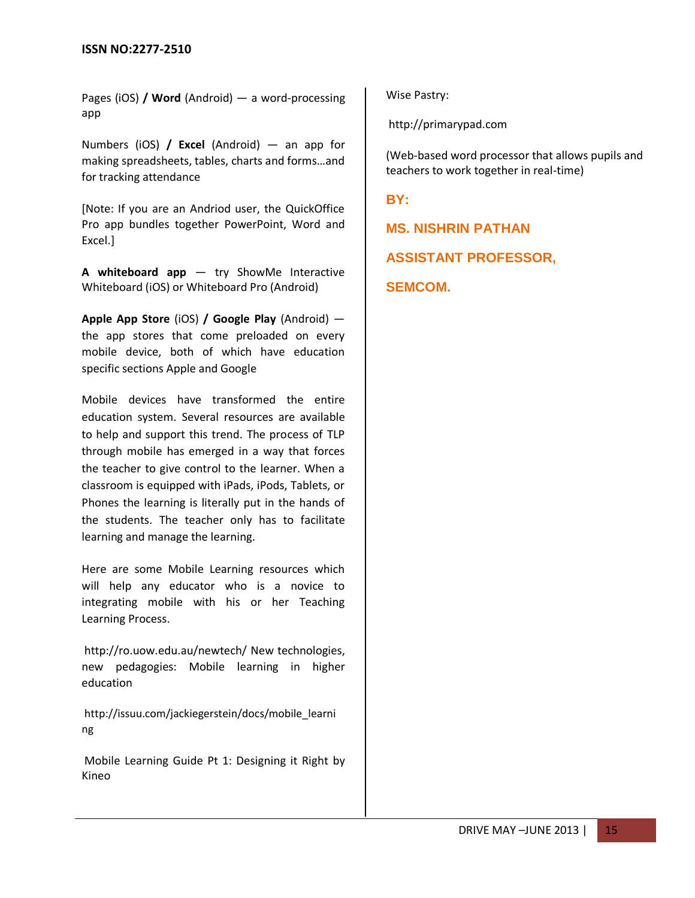Pages (iOS) **/ Word** (Android) — a word-processing app

Numbers (iOS) **/ Excel** (Android) — an app for making spreadsheets, tables, charts and forms…and for tracking attendance

[Note: If you are an Andriod user, the QuickOffice Pro app bundles together PowerPoint, Word and Excel.]

**A whiteboard app** — try ShowMe Interactive Whiteboard (iOS) or Whiteboard Pro (Android)

**Apple App Store** (iOS) **/ Google Play** (Android) — the app stores that come preloaded on every mobile device, both of which have education specific sections Apple and Google

Mobile devices have transformed the entire education system. Several resources are available to help and support this trend. The process of TLP through mobile has emerged in a way that forces the teacher to give control to the learner. When a classroom is equipped with iPads, iPods, Tablets, or Phones the learning is literally put in the hands of the students. The teacher only has to facilitate learning and manage the learning.

Here are some Mobile Learning resources which will help any educator who is a novice to integrating mobile with his or her Teaching Learning Process.

http://ro.uow.edu.au/newtech/ New technologies, new pedagogies: Mobile learning in higher education

http://issuu.com/jackiegerstein/docs/mobile_learning

Mobile Learning Guide Pt 1: Designing it Right by Kineo

Wise Pastry:

http://primarypad.com

(Web-based word processor that allows pupils and teachers to work together in real-time)

**BY:**

**MS. NISHRIN PATHAN**

**ASSISTANT PROFESSOR,**

**SEMCOM.**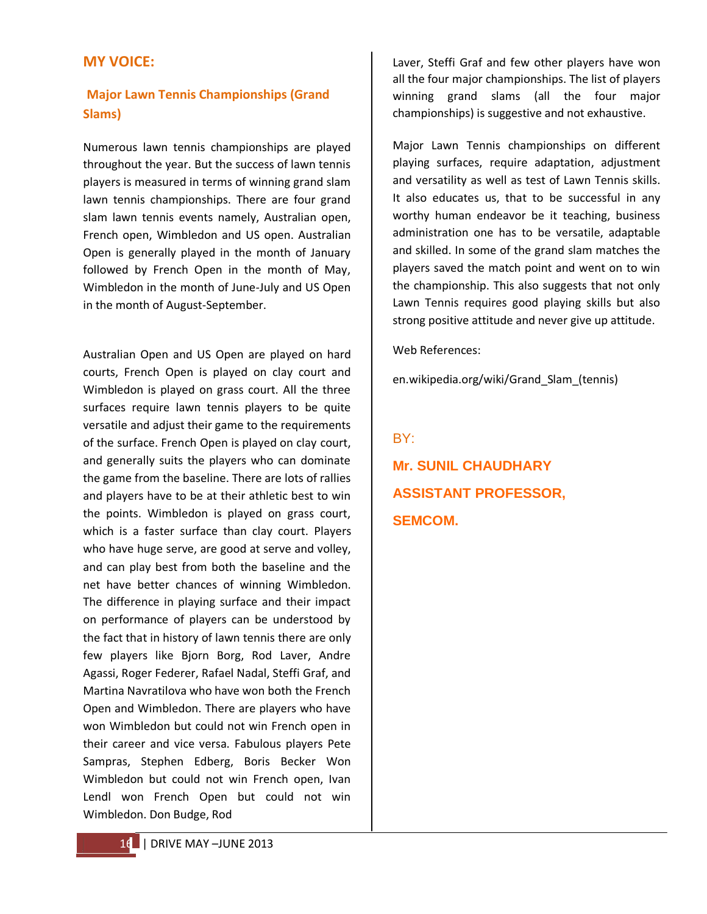# MY VOICE:

## Major Lawn Tennis Championships (Grand Slams)

Numerous lawn tennis championships are played throughout the year. But the success of lawn tennis players is measured in terms of winning grand slam lawn tennis championships. There are four grand slam lawn tennis events namely, Australian open, French open, Wimbledon and US open. Australian Open is generally played in the month of January followed by French Open in the month of May, Wimbledon in the month of June-July and US Open in the month of August-September.

Australian Open and US Open are played on hard courts, French Open is played on clay court and Wimbledon is played on grass court. All the three surfaces require lawn tennis players to be quite versatile and adjust their game to the requirements of the surface. French Open is played on clay court, and generally suits the players who can dominate the game from the baseline. There are lots of rallies and players have to be at their athletic best to win the points. Wimbledon is played on grass court, which is a faster surface than clay court. Players who have huge serve, are good at serve and volley, and can play best from both the baseline and the net have better chances of winning Wimbledon. The difference in playing surface and their impact on performance of players can be understood by the fact that in history of lawn tennis there are only few players like Bjorn Borg, Rod Laver, Andre Agassi, Roger Federer, Rafael Nadal, Steffi Graf, and Martina Navratilova who have won both the French Open and Wimbledon. There are players who have won Wimbledon but could not win French open in their career and vice versa. Fabulous players Pete Sampras, Stephen Edberg, Boris Becker Won Wimbledon but could not win French open, Ivan Lendl won French Open but could not win Wimbledon. Don Budge, Rod Laver, Steffi Graf and few other players have won all the four major championships. The list of players winning grand slams (all the four major championships) is suggestive and not exhaustive.

Major Lawn Tennis championships on different playing surfaces, require adaptation, adjustment and versatility as well as test of Lawn Tennis skills. It also educates us, that to be successful in any worthy human endeavor be it teaching, business administration one has to be versatile, adaptable and skilled. In some of the grand slam matches the players saved the match point and went on to win the championship. This also suggests that not only Lawn Tennis requires good playing skills but also strong positive attitude and never give up attitude.

Web References:

en.wikipedia.org/wiki/Grand_Slam_(tennis)

BY:

**Mr. SUNIL CHAUDHARY**

**ASSISTANT PROFESSOR,**

**SEMCOM.**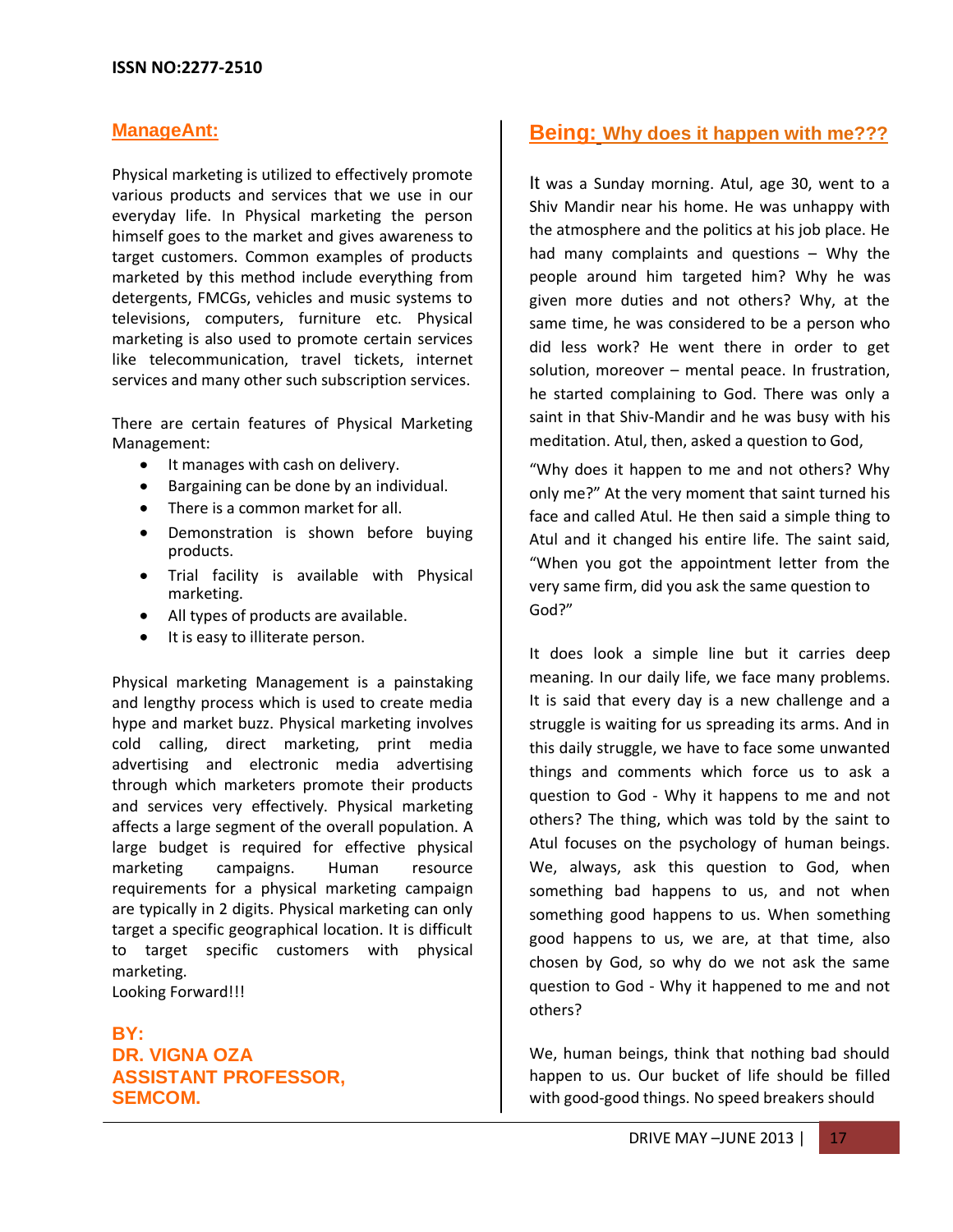## ManageAnt:

Physical marketing is utilized to effectively promote various products and services that we use in our everyday life. In Physical marketing the person himself goes to the market and gives awareness to target customers. Common examples of products marketed by this method include everything from detergents, FMCGs, vehicles and music systems to televisions, computers, furniture etc. Physical marketing is also used to promote certain services like telecommunication, travel tickets, internet services and many other such subscription services.

There are certain features of Physical Marketing Management:

- It manages with cash on delivery.
- Bargaining can be done by an individual.
- There is a common market for all.
- Demonstration is shown before buying products.
- Trial facility is available with Physical marketing.
- All types of products are available.
- It is easy to illiterate person.

Physical marketing Management is a painstaking and lengthy process which is used to create media hype and market buzz. Physical marketing involves cold calling, direct marketing, print media advertising and electronic media advertising through which marketers promote their products and services very effectively. Physical marketing affects a large segment of the overall population. A large budget is required for effective physical marketing campaigns. Human resource requirements for a physical marketing campaign are typically in 2 digits. Physical marketing can only target a specific geographical location. It is difficult to target specific customers with physical marketing.

Looking Forward!!!

**BY:**
**DR. VIGNA OZA**
**ASSISTANT PROFESSOR,**
**SEMCOM.**

## Being: Why does it happen with me???

It was a Sunday morning. Atul, age 30, went to a Shiv Mandir near his home. He was unhappy with the atmosphere and the politics at his job place. He had many complaints and questions – Why the people around him targeted him? Why he was given more duties and not others? Why, at the same time, he was considered to be a person who did less work? He went there in order to get solution, moreover – mental peace. In frustration, he started complaining to God. There was only a saint in that Shiv-Mandir and he was busy with his meditation. Atul, then, asked a question to God,

"Why does it happen to me and not others? Why only me?" At the very moment that saint turned his face and called Atul. He then said a simple thing to Atul and it changed his entire life. The saint said, "When you got the appointment letter from the very same firm, did you ask the same question to God?"

It does look a simple line but it carries deep meaning. In our daily life, we face many problems. It is said that every day is a new challenge and a struggle is waiting for us spreading its arms. And in this daily struggle, we have to face some unwanted things and comments which force us to ask a question to God - Why it happens to me and not others? The thing, which was told by the saint to Atul focuses on the psychology of human beings. We, always, ask this question to God, when something bad happens to us, and not when something good happens to us. When something good happens to us, we are, at that time, also chosen by God, so why do we not ask the same question to God - Why it happened to me and not others?

We, human beings, think that nothing bad should happen to us. Our bucket of life should be filled with good-good things. No speed breakers should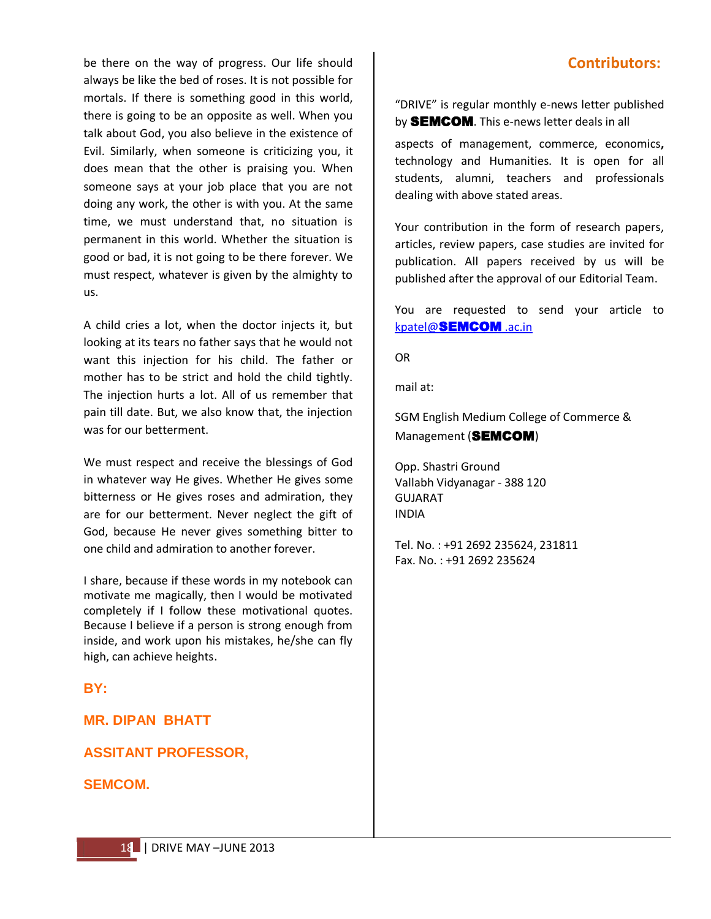be there on the way of progress. Our life should always be like the bed of roses. It is not possible for mortals. If there is something good in this world, there is going to be an opposite as well. When you talk about God, you also believe in the existence of Evil. Similarly, when someone is criticizing you, it does mean that the other is praising you. When someone says at your job place that you are not doing any work, the other is with you. At the same time, we must understand that, no situation is permanent in this world. Whether the situation is good or bad, it is not going to be there forever. We must respect, whatever is given by the almighty to us.

A child cries a lot, when the doctor injects it, but looking at its tears no father says that he would not want this injection for his child. The father or mother has to be strict and hold the child tightly. The injection hurts a lot. All of us remember that pain till date. But, we also know that, the injection was for our betterment.

We must respect and receive the blessings of God in whatever way He gives. Whether He gives some bitterness or He gives roses and admiration, they are for our betterment. Never neglect the gift of God, because He never gives something bitter to one child and admiration to another forever.

I share, because if these words in my notebook can motivate me magically, then I would be motivated completely if I follow these motivational quotes. Because I believe if a person is strong enough from inside, and work upon his mistakes, he/she can fly high, can achieve heights.

**BY:**

**MR. DIPAN BHATT**

**ASSITANT PROFESSOR,**

**SEMCOM.**

## Contributors:

"DRIVE" is regular monthly e-news letter published by **SEMCOM**. This e-news letter deals in all aspects of management, commerce, economics**,** technology and Humanities. It is open for all students, alumni, teachers and professionals dealing with above stated areas.

Your contribution in the form of research papers, articles, review papers, case studies are invited for publication. All papers received by us will be published after the approval of our Editorial Team.

You are requested to send your article to kpatel@**SEMCOM**.ac.in

OR

mail at:

SGM English Medium College of Commerce & Management (**SEMCOM**)

Opp. Shastri Ground
Vallabh Vidyanagar - 388 120
GUJARAT
INDIA

Tel. No. : +91 2692 235624, 231811
Fax. No. : +91 2692 235624